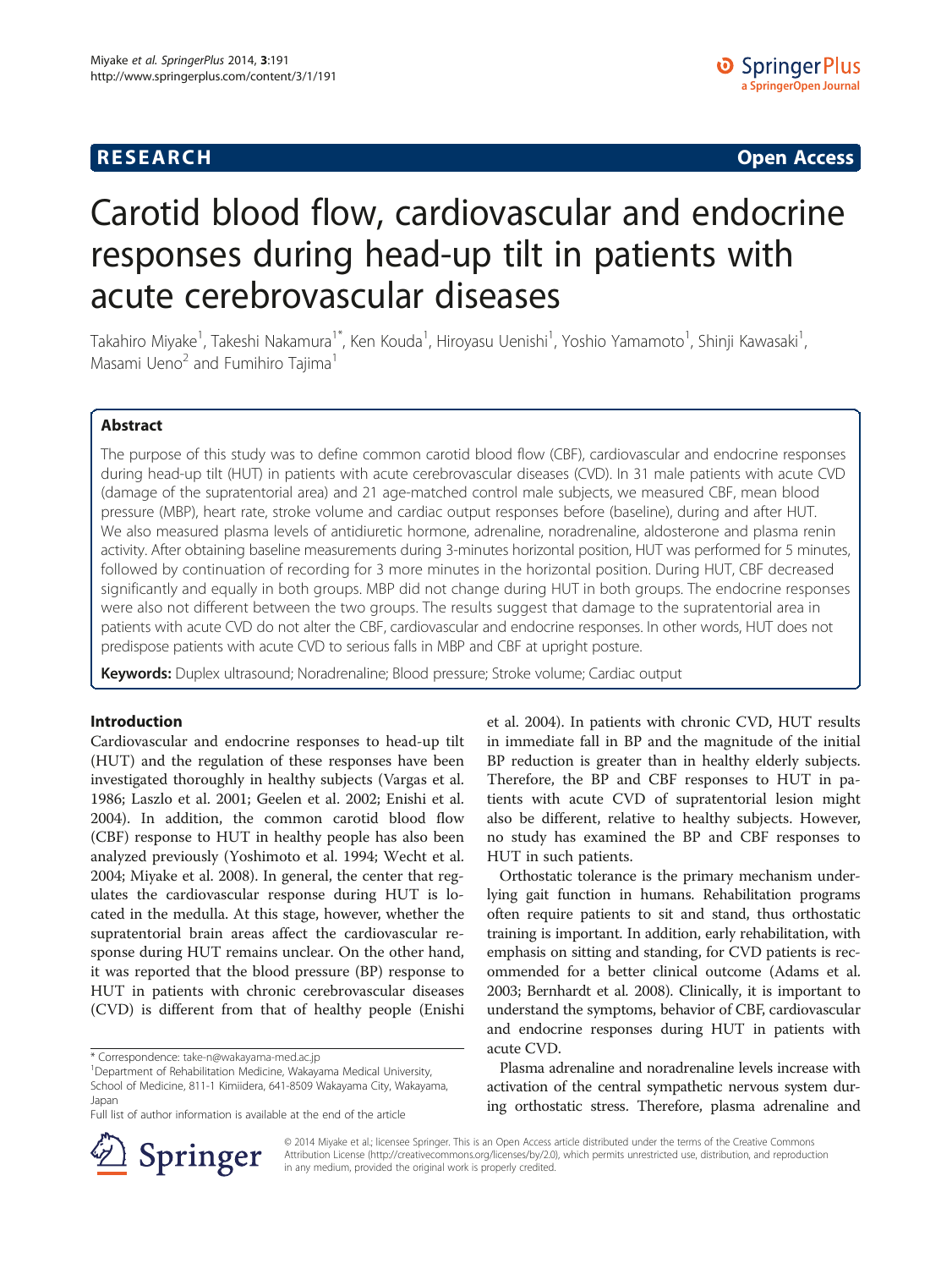**RESEARCH** **Open Access**

# Carotid blood flow, cardiovascular and endocrine responses during head-up tilt in patients with acute cerebrovascular diseases

Takahiro Miyake[1], Takeshi Nakamura[1*], Ken Kouda[1], Hiroyasu Uenishi[1], Yoshio Yamamoto[1], Shinji Kawasaki[1], Masami Ueno[2] and Fumihiro Tajima[1]

## Abstract

The purpose of this study was to define common carotid blood flow (CBF), cardiovascular and endocrine responses during head-up tilt (HUT) in patients with acute cerebrovascular diseases (CVD). In 31 male patients with acute CVD (damage of the supratentorial area) and 21 age-matched control male subjects, we measured CBF, mean blood pressure (MBP), heart rate, stroke volume and cardiac output responses before (baseline), during and after HUT. We also measured plasma levels of antidiuretic hormone, adrenaline, noradrenaline, aldosterone and plasma renin activity. After obtaining baseline measurements during 3-minutes horizontal position, HUT was performed for 5 minutes, followed by continuation of recording for 3 more minutes in the horizontal position. During HUT, CBF decreased significantly and equally in both groups. MBP did not change during HUT in both groups. The endocrine responses were also not different between the two groups. The results suggest that damage to the supratentorial area in patients with acute CVD do not alter the CBF, cardiovascular and endocrine responses. In other words, HUT does not predispose patients with acute CVD to serious falls in MBP and CBF at upright posture.

**Keywords:** Duplex ultrasound; Noradrenaline; Blood pressure; Stroke volume; Cardiac output

## Introduction

Cardiovascular and endocrine responses to head-up tilt (HUT) and the regulation of these responses have been investigated thoroughly in healthy subjects (Vargas et al. 1986; Laszlo et al. 2001; Geelen et al. 2002; Enishi et al. 2004). In addition, the common carotid blood flow (CBF) response to HUT in healthy people has also been analyzed previously (Yoshimoto et al. 1994; Wecht et al. 2004; Miyake et al. 2008). In general, the center that regulates the cardiovascular response during HUT is located in the medulla. At this stage, however, whether the supratentorial brain areas affect the cardiovascular response during HUT remains unclear. On the other hand, it was reported that the blood pressure (BP) response to HUT in patients with chronic cerebrovascular diseases (CVD) is different from that of healthy people (Enishi et al. 2004). In patients with chronic CVD, HUT results in immediate fall in BP and the magnitude of the initial BP reduction is greater than in healthy elderly subjects. Therefore, the BP and CBF responses to HUT in patients with acute CVD of supratentorial lesion might also be different, relative to healthy subjects. However, no study has examined the BP and CBF responses to HUT in such patients.

Orthostatic tolerance is the primary mechanism underlying gait function in humans. Rehabilitation programs often require patients to sit and stand, thus orthostatic training is important. In addition, early rehabilitation, with emphasis on sitting and standing, for CVD patients is recommended for a better clinical outcome (Adams et al. 2003; Bernhardt et al. 2008). Clinically, it is important to understand the symptoms, behavior of CBF, cardiovascular and endocrine responses during HUT in patients with acute CVD.

Plasma adrenaline and noradrenaline levels increase with activation of the central sympathetic nervous system during orthostatic stress. Therefore, plasma adrenaline and

\* Correspondence: take-n@wakayama-med.ac.jp
[1]Department of Rehabilitation Medicine, Wakayama Medical University, School of Medicine, 811-1 Kimiidera, 641-8509 Wakayama City, Wakayama, Japan
Full list of author information is available at the end of the article

© 2014 Miyake et al.; licensee Springer. This is an Open Access article distributed under the terms of the Creative Commons Attribution License (http://creativecommons.org/licenses/by/2.0), which permits unrestricted use, distribution, and reproduction in any medium, provided the original work is properly credited.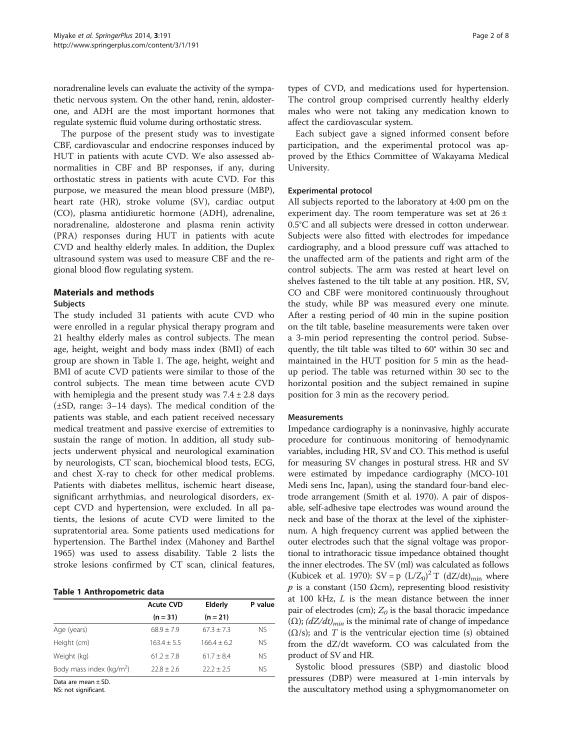noradrenaline levels can evaluate the activity of the sympathetic nervous system. On the other hand, renin, aldosterone, and ADH are the most important hormones that regulate systemic fluid volume during orthostatic stress.

The purpose of the present study was to investigate CBF, cardiovascular and endocrine responses induced by HUT in patients with acute CVD. We also assessed abnormalities in CBF and BP responses, if any, during orthostatic stress in patients with acute CVD. For this purpose, we measured the mean blood pressure (MBP), heart rate (HR), stroke volume (SV), cardiac output (CO), plasma antidiuretic hormone (ADH), adrenaline, noradrenaline, aldosterone and plasma renin activity (PRA) responses during HUT in patients with acute CVD and healthy elderly males. In addition, the Duplex ultrasound system was used to measure CBF and the regional blood flow regulating system.

## Materials and methods

### Subjects

The study included 31 patients with acute CVD who were enrolled in a regular physical therapy program and 21 healthy elderly males as control subjects. The mean age, height, weight and body mass index (BMI) of each group are shown in Table 1. The age, height, weight and BMI of acute CVD patients were similar to those of the control subjects. The mean time between acute CVD with hemiplegia and the present study was 7.4 ± 2.8 days (±SD, range: 3–14 days). The medical condition of the patients was stable, and each patient received necessary medical treatment and passive exercise of extremities to sustain the range of motion. In addition, all study subjects underwent physical and neurological examination by neurologists, CT scan, biochemical blood tests, ECG, and chest X-ray to check for other medical problems. Patients with diabetes mellitus, ischemic heart disease, significant arrhythmias, and neurological disorders, except CVD and hypertension, were excluded. In all patients, the lesions of acute CVD were limited to the supratentorial area. Some patients used medications for hypertension. The Barthel index (Mahoney and Barthel 1965) was used to assess disability. Table 2 lists the stroke lesions confirmed by CT scan, clinical features, types of CVD, and medications used for hypertension. The control group comprised currently healthy elderly males who were not taking any medication known to affect the cardiovascular system.

**Table 1 Anthropometric data**

| | Acute CVD (n = 31) | Elderly (n = 21) | P value |
|---|---|---|---|
| Age (years) | 68.9 ± 7.9 | 67.3 ± 7.3 | NS |
| Height (cm) | 163.4 ± 5.5 | 166.4 ± 6.2 | NS |
| Weight (kg) | 61.2 ± 7.8 | 61.7 ± 8.4 | NS |
| Body mass index (kg/m$^2$) | 22.8 ± 2.6 | 22.2 ± 2.5 | NS |

Data are mean ± SD.
NS: not significant.

Each subject gave a signed informed consent before participation, and the experimental protocol was approved by the Ethics Committee of Wakayama Medical University.

### Experimental protocol

All subjects reported to the laboratory at 4:00 pm on the experiment day. The room temperature was set at 26 ± 0.5°C and all subjects were dressed in cotton underwear. Subjects were also fitted with electrodes for impedance cardiography, and a blood pressure cuff was attached to the unaffected arm of the patients and right arm of the control subjects. The arm was rested at heart level on shelves fastened to the tilt table at any position. HR, SV, CO and CBF were monitored continuously throughout the study, while BP was measured every one minute. After a resting period of 40 min in the supine position on the tilt table, baseline measurements were taken over a 3-min period representing the control period. Subsequently, the tilt table was tilted to 60° within 30 sec and maintained in the HUT position for 5 min as the head-up period. The table was returned within 30 sec to the horizontal position and the subject remained in supine position for 3 min as the recovery period.

### Measurements

Impedance cardiography is a noninvasive, highly accurate procedure for continuous monitoring of hemodynamic variables, including HR, SV and CO. This method is useful for measuring SV changes in postural stress. HR and SV were estimated by impedance cardiography (MCO-101 Medi sens Inc, Japan), using the standard four-band electrode arrangement (Smith et al. 1970). A pair of disposable, self-adhesive tape electrodes was wound around the neck and base of the thorax at the level of the xiphisternum. A high frequency current was applied between the outer electrodes such that the signal voltage was proportional to intrathoracic tissue impedance obtained thought the inner electrodes. The SV (ml) was calculated as follows (Kubicek et al. 1970): $SV = p\ (L/Z_0)^2\ T\ (dZ/dt)_{min}$ where $p$ is a constant (150 Ωcm), representing blood resistivity at 100 kHz, $L$ is the mean distance between the inner pair of electrodes (cm); $Z_0$ is the basal thoracic impedance (Ω); $(dZ/dt)_{min}$ is the minimal rate of change of impedance (Ω/s); and $T$ is the ventricular ejection time (s) obtained from the dZ/dt waveform. CO was calculated from the product of SV and HR.

Systolic blood pressures (SBP) and diastolic blood pressures (DBP) were measured at 1-min intervals by the auscultatory method using a sphygmomanometer on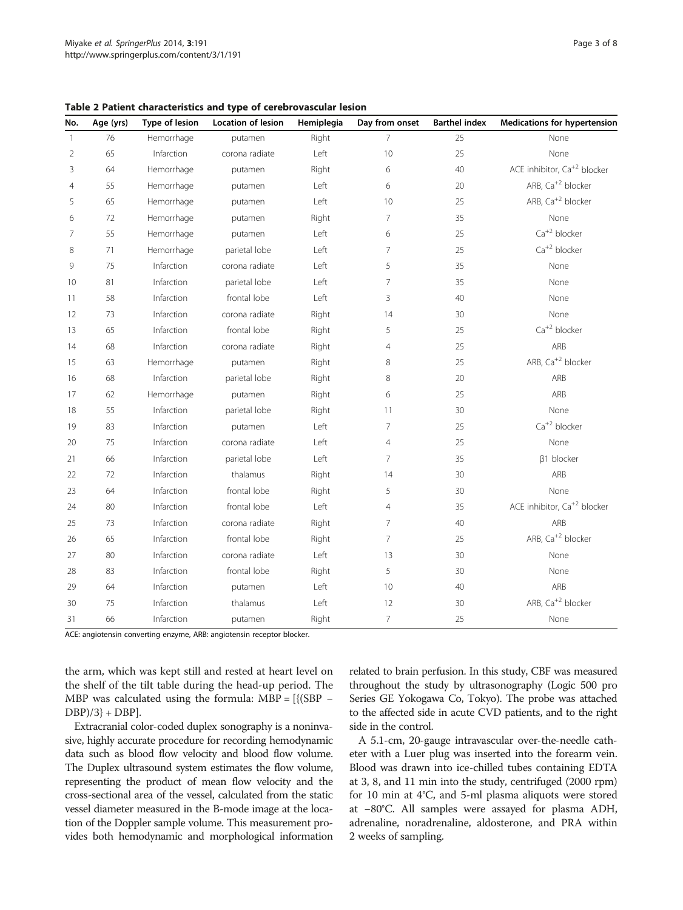**Table 2 Patient characteristics and type of cerebrovascular lesion**

| No. | Age (yrs) | Type of lesion | Location of lesion | Hemiplegia | Day from onset | Barthel index | Medications for hypertension |
|---|---|---|---|---|---|---|---|
| 1 | 76 | Hemorrhage | putamen | Right | 7 | 25 | None |
| 2 | 65 | Infarction | corona radiate | Left | 10 | 25 | None |
| 3 | 64 | Hemorrhage | putamen | Right | 6 | 40 | ACE inhibitor, $Ca^{+2}$ blocker |
| 4 | 55 | Hemorrhage | putamen | Left | 6 | 20 | ARB, $Ca^{+2}$ blocker |
| 5 | 65 | Hemorrhage | putamen | Left | 10 | 25 | ARB, $Ca^{+2}$ blocker |
| 6 | 72 | Hemorrhage | putamen | Right | 7 | 35 | None |
| 7 | 55 | Hemorrhage | putamen | Left | 6 | 25 | $Ca^{+2}$ blocker |
| 8 | 71 | Hemorrhage | parietal lobe | Left | 7 | 25 | $Ca^{+2}$ blocker |
| 9 | 75 | Infarction | corona radiate | Left | 5 | 35 | None |
| 10 | 81 | Infarction | parietal lobe | Left | 7 | 35 | None |
| 11 | 58 | Infarction | frontal lobe | Left | 3 | 40 | None |
| 12 | 73 | Infarction | corona radiate | Right | 14 | 30 | None |
| 13 | 65 | Infarction | frontal lobe | Right | 5 | 25 | $Ca^{+2}$ blocker |
| 14 | 68 | Infarction | corona radiate | Right | 4 | 25 | ARB |
| 15 | 63 | Hemorrhage | putamen | Right | 8 | 25 | ARB, $Ca^{+2}$ blocker |
| 16 | 68 | Infarction | parietal lobe | Right | 8 | 20 | ARB |
| 17 | 62 | Hemorrhage | putamen | Right | 6 | 25 | ARB |
| 18 | 55 | Infarction | parietal lobe | Right | 11 | 30 | None |
| 19 | 83 | Infarction | putamen | Left | 7 | 25 | $Ca^{+2}$ blocker |
| 20 | 75 | Infarction | corona radiate | Left | 4 | 25 | None |
| 21 | 66 | Infarction | parietal lobe | Left | 7 | 35 | β1 blocker |
| 22 | 72 | Infarction | thalamus | Right | 14 | 30 | ARB |
| 23 | 64 | Infarction | frontal lobe | Right | 5 | 30 | None |
| 24 | 80 | Infarction | frontal lobe | Left | 4 | 35 | ACE inhibitor, $Ca^{+2}$ blocker |
| 25 | 73 | Infarction | corona radiate | Right | 7 | 40 | ARB |
| 26 | 65 | Infarction | frontal lobe | Right | 7 | 25 | ARB, $Ca^{+2}$ blocker |
| 27 | 80 | Infarction | corona radiate | Left | 13 | 30 | None |
| 28 | 83 | Infarction | frontal lobe | Right | 5 | 30 | None |
| 29 | 64 | Infarction | putamen | Left | 10 | 40 | ARB |
| 30 | 75 | Infarction | thalamus | Left | 12 | 30 | ARB, $Ca^{+2}$ blocker |
| 31 | 66 | Infarction | putamen | Right | 7 | 25 | None |

ACE: angiotensin converting enzyme, ARB: angiotensin receptor blocker.

the arm, which was kept still and rested at heart level on the shelf of the tilt table during the head-up period. The MBP was calculated using the formula: MBP = [{(SBP − DBP)/3} + DBP].

Extracranial color-coded duplex sonography is a noninvasive, highly accurate procedure for recording hemodynamic data such as blood flow velocity and blood flow volume. The Duplex ultrasound system estimates the flow volume, representing the product of mean flow velocity and the cross-sectional area of the vessel, calculated from the static vessel diameter measured in the B-mode image at the location of the Doppler sample volume. This measurement provides both hemodynamic and morphological information related to brain perfusion. In this study, CBF was measured throughout the study by ultrasonography (Logic 500 pro Series GE Yokogawa Co, Tokyo). The probe was attached to the affected side in acute CVD patients, and to the right side in the control.

A 5.1-cm, 20-gauge intravascular over-the-needle catheter with a Luer plug was inserted into the forearm vein. Blood was drawn into ice-chilled tubes containing EDTA at 3, 8, and 11 min into the study, centrifuged (2000 rpm) for 10 min at 4°C, and 5-ml plasma aliquots were stored at −80°C. All samples were assayed for plasma ADH, adrenaline, noradrenaline, aldosterone, and PRA within 2 weeks of sampling.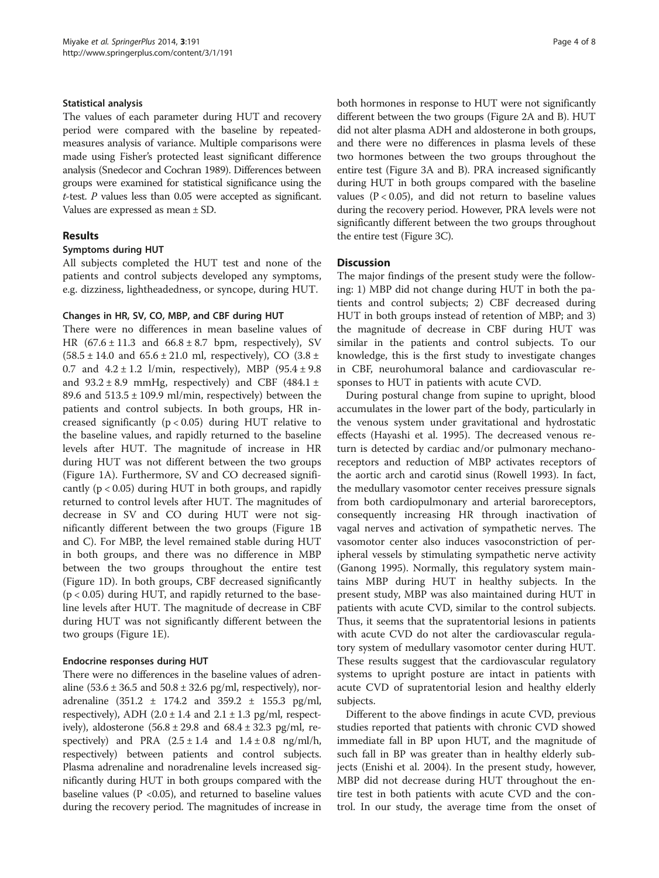### Statistical analysis

The values of each parameter during HUT and recovery period were compared with the baseline by repeated-measures analysis of variance. Multiple comparisons were made using Fisher's protected least significant difference analysis (Snedecor and Cochran 1989). Differences between groups were examined for statistical significance using the *t*-test. *P* values less than 0.05 were accepted as significant. Values are expressed as mean ± SD.

## Results

### Symptoms during HUT

All subjects completed the HUT test and none of the patients and control subjects developed any symptoms, e.g. dizziness, lightheadedness, or syncope, during HUT.

### Changes in HR, SV, CO, MBP, and CBF during HUT

There were no differences in mean baseline values of HR (67.6 ± 11.3 and 66.8 ± 8.7 bpm, respectively), SV (58.5 ± 14.0 and 65.6 ± 21.0 ml, respectively), CO (3.8 ± 0.7 and 4.2 ± 1.2 l/min, respectively), MBP (95.4 ± 9.8 and 93.2 ± 8.9 mmHg, respectively) and CBF (484.1 ± 89.6 and 513.5 ± 109.9 ml/min, respectively) between the patients and control subjects. In both groups, HR increased significantly ($p < 0.05$) during HUT relative to the baseline values, and rapidly returned to the baseline levels after HUT. The magnitude of increase in HR during HUT was not different between the two groups (Figure 1A). Furthermore, SV and CO decreased significantly ($p < 0.05$) during HUT in both groups, and rapidly returned to control levels after HUT. The magnitudes of decrease in SV and CO during HUT were not significantly different between the two groups (Figure 1B and C). For MBP, the level remained stable during HUT in both groups, and there was no difference in MBP between the two groups throughout the entire test (Figure 1D). In both groups, CBF decreased significantly ($p < 0.05$) during HUT, and rapidly returned to the baseline levels after HUT. The magnitude of decrease in CBF during HUT was not significantly different between the two groups (Figure 1E).

### Endocrine responses during HUT

There were no differences in the baseline values of adrenaline (53.6 ± 36.5 and 50.8 ± 32.6 pg/ml, respectively), noradrenaline (351.2 ± 174.2 and 359.2 ± 155.3 pg/ml, respectively), ADH (2.0 ± 1.4 and 2.1 ± 1.3 pg/ml, respectively), aldosterone (56.8 ± 29.8 and 68.4 ± 32.3 pg/ml, respectively) and PRA (2.5 ± 1.4 and 1.4 ± 0.8 ng/ml/h, respectively) between patients and control subjects. Plasma adrenaline and noradrenaline levels increased significantly during HUT in both groups compared with the baseline values ($P < 0.05$), and returned to baseline values during the recovery period. The magnitudes of increase in both hormones in response to HUT were not significantly different between the two groups (Figure 2A and B). HUT did not alter plasma ADH and aldosterone in both groups, and there were no differences in plasma levels of these two hormones between the two groups throughout the entire test (Figure 3A and B). PRA increased significantly during HUT in both groups compared with the baseline values ($P < 0.05$), and did not return to baseline values during the recovery period. However, PRA levels were not significantly different between the two groups throughout the entire test (Figure 3C).

## Discussion

The major findings of the present study were the following: 1) MBP did not change during HUT in both the patients and control subjects; 2) CBF decreased during HUT in both groups instead of retention of MBP; and 3) the magnitude of decrease in CBF during HUT was similar in the patients and control subjects. To our knowledge, this is the first study to investigate changes in CBF, neurohumoral balance and cardiovascular responses to HUT in patients with acute CVD.

During postural change from supine to upright, blood accumulates in the lower part of the body, particularly in the venous system under gravitational and hydrostatic effects (Hayashi et al. 1995). The decreased venous return is detected by cardiac and/or pulmonary mechanoreceptors and reduction of MBP activates receptors of the aortic arch and carotid sinus (Rowell 1993). In fact, the medullary vasomotor center receives pressure signals from both cardiopulmonary and arterial baroreceptors, consequently increasing HR through inactivation of vagal nerves and activation of sympathetic nerves. The vasomotor center also induces vasoconstriction of peripheral vessels by stimulating sympathetic nerve activity (Ganong 1995). Normally, this regulatory system maintains MBP during HUT in healthy subjects. In the present study, MBP was also maintained during HUT in patients with acute CVD, similar to the control subjects. Thus, it seems that the supratentorial lesions in patients with acute CVD do not alter the cardiovascular regulatory system of medullary vasomotor center during HUT. These results suggest that the cardiovascular regulatory systems to upright posture are intact in patients with acute CVD of supratentorial lesion and healthy elderly subjects.

Different to the above findings in acute CVD, previous studies reported that patients with chronic CVD showed immediate fall in BP upon HUT, and the magnitude of such fall in BP was greater than in healthy elderly subjects (Enishi et al. 2004). In the present study, however, MBP did not decrease during HUT throughout the entire test in both patients with acute CVD and the control. In our study, the average time from the onset of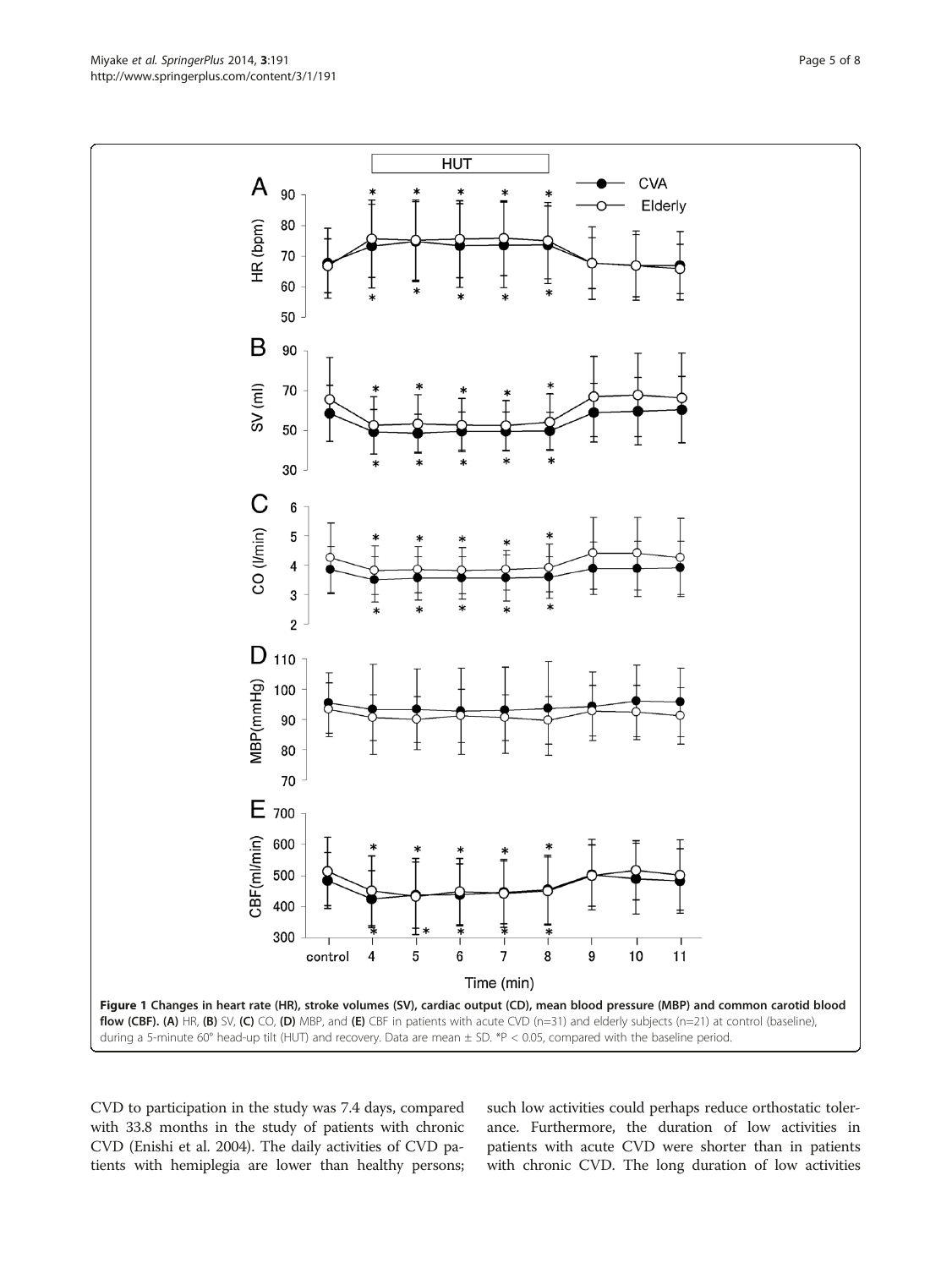**Figure 1 Changes in heart rate (HR), stroke volumes (SV), cardiac output (CD), mean blood pressure (MBP) and common carotid blood flow (CBF). (A)** HR, **(B)** SV, **(C)** CO, **(D)** MBP, and **(E)** CBF in patients with acute CVD (n=31) and elderly subjects (n=21) at control (baseline), during a 5-minute 60° head-up tilt (HUT) and recovery. Data are mean ± SD. *P < 0.05, compared with the baseline period.

CVD to participation in the study was 7.4 days, compared with 33.8 months in the study of patients with chronic CVD (Enishi et al. 2004). The daily activities of CVD patients with hemiplegia are lower than healthy persons; such low activities could perhaps reduce orthostatic tolerance. Furthermore, the duration of low activities in patients with acute CVD were shorter than in patients with chronic CVD. The long duration of low activities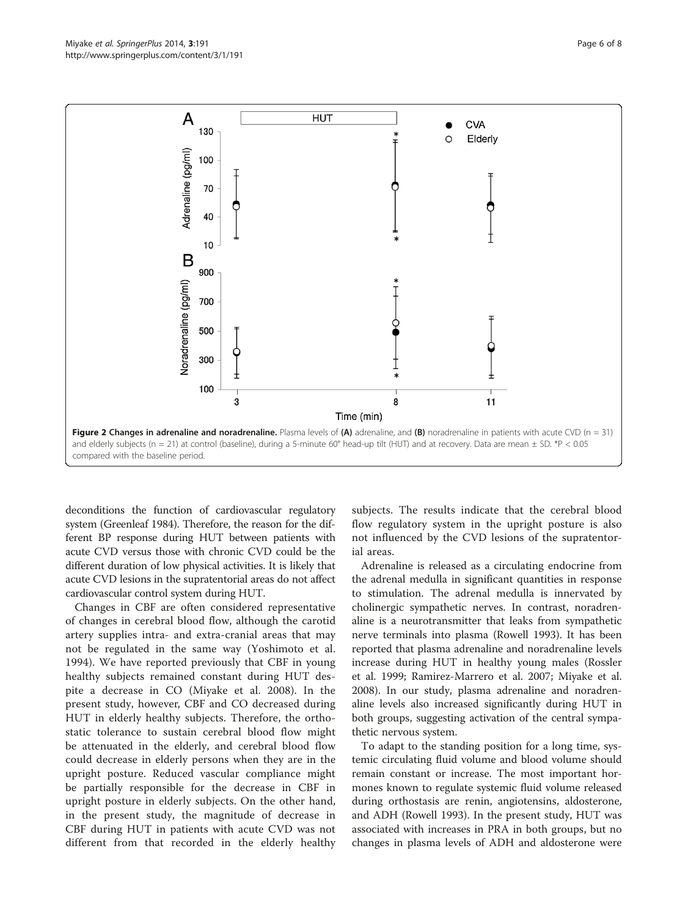**Figure 2 Changes in adrenaline and noradrenaline.** Plasma levels of **(A)** adrenaline, and **(B)** noradrenaline in patients with acute CVD (n = 31) and elderly subjects (n = 21) at control (baseline), during a 5-minute 60° head-up tilt (HUT) and at recovery. Data are mean ± SD. *P < 0.05 compared with the baseline period.

deconditions the function of cardiovascular regulatory system (Greenleaf 1984). Therefore, the reason for the different BP response during HUT between patients with acute CVD versus those with chronic CVD could be the different duration of low physical activities. It is likely that acute CVD lesions in the supratentorial areas do not affect cardiovascular control system during HUT.

Changes in CBF are often considered representative of changes in cerebral blood flow, although the carotid artery supplies intra- and extra-cranial areas that may not be regulated in the same way (Yoshimoto et al. 1994). We have reported previously that CBF in young healthy subjects remained constant during HUT despite a decrease in CO (Miyake et al. 2008). In the present study, however, CBF and CO decreased during HUT in elderly healthy subjects. Therefore, the orthostatic tolerance to sustain cerebral blood flow might be attenuated in the elderly, and cerebral blood flow could decrease in elderly persons when they are in the upright posture. Reduced vascular compliance might be partially responsible for the decrease in CBF in upright posture in elderly subjects. On the other hand, in the present study, the magnitude of decrease in CBF during HUT in patients with acute CVD was not different from that recorded in the elderly healthy subjects. The results indicate that the cerebral blood flow regulatory system in the upright posture is also not influenced by the CVD lesions of the supratentorial areas.

Adrenaline is released as a circulating endocrine from the adrenal medulla in significant quantities in response to stimulation. The adrenal medulla is innervated by cholinergic sympathetic nerves. In contrast, noradrenaline is a neurotransmitter that leaks from sympathetic nerve terminals into plasma (Rowell 1993). It has been reported that plasma adrenaline and noradrenaline levels increase during HUT in healthy young males (Rossler et al. 1999; Ramirez-Marrero et al. 2007; Miyake et al. 2008). In our study, plasma adrenaline and noradrenaline levels also increased significantly during HUT in both groups, suggesting activation of the central sympathetic nervous system.

To adapt to the standing position for a long time, systemic circulating fluid volume and blood volume should remain constant or increase. The most important hormones known to regulate systemic fluid volume released during orthostasis are renin, angiotensins, aldosterone, and ADH (Rowell 1993). In the present study, HUT was associated with increases in PRA in both groups, but no changes in plasma levels of ADH and aldosterone were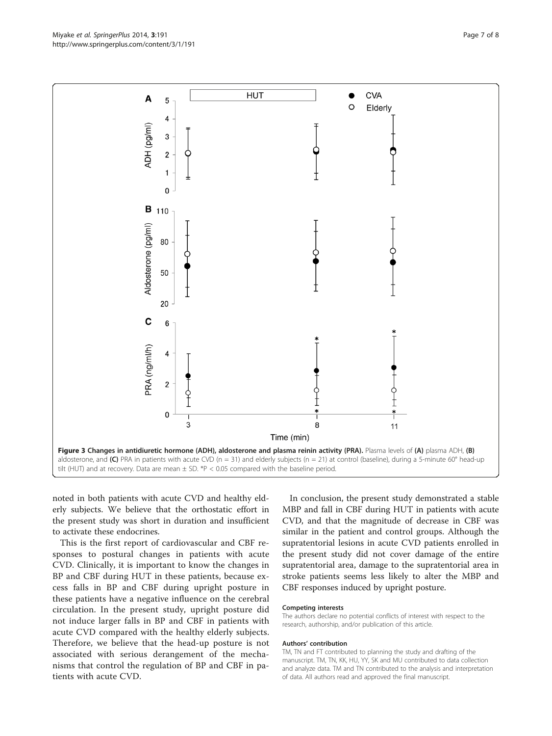**Figure 3 Changes in antidiuretic hormone (ADH), aldosterone and plasma reinin activity (PRA).** Plasma levels of **(A)** plasma ADH, **(B)** aldosterone, and **(C)** PRA in patients with acute CVD (n = 31) and elderly subjects (n = 21) at control (baseline), during a 5-minute 60° head-up tilt (HUT) and at recovery. Data are mean ± SD. *P < 0.05 compared with the baseline period.

noted in both patients with acute CVD and healthy elderly subjects. We believe that the orthostatic effort in the present study was short in duration and insufficient to activate these endocrines.

This is the first report of cardiovascular and CBF responses to postural changes in patients with acute CVD. Clinically, it is important to know the changes in BP and CBF during HUT in these patients, because excess falls in BP and CBF during upright posture in these patients have a negative influence on the cerebral circulation. In the present study, upright posture did not induce larger falls in BP and CBF in patients with acute CVD compared with the healthy elderly subjects. Therefore, we believe that the head-up posture is not associated with serious derangement of the mechanisms that control the regulation of BP and CBF in patients with acute CVD.

In conclusion, the present study demonstrated a stable MBP and fall in CBF during HUT in patients with acute CVD, and that the magnitude of decrease in CBF was similar in the patient and control groups. Although the supratentorial lesions in acute CVD patients enrolled in the present study did not cover damage of the entire supratentorial area, damage to the supratentorial area in stroke patients seems less likely to alter the MBP and CBF responses induced by upright posture.

#### Competing interests

The authors declare no potential conflicts of interest with respect to the research, authorship, and/or publication of this article.

#### Authors' contribution

TM, TN and FT contributed to planning the study and drafting of the manuscript. TM, TN, KK, HU, YY, SK and MU contributed to data collection and analyze data. TM and TN contributed to the analysis and interpretation of data. All authors read and approved the final manuscript.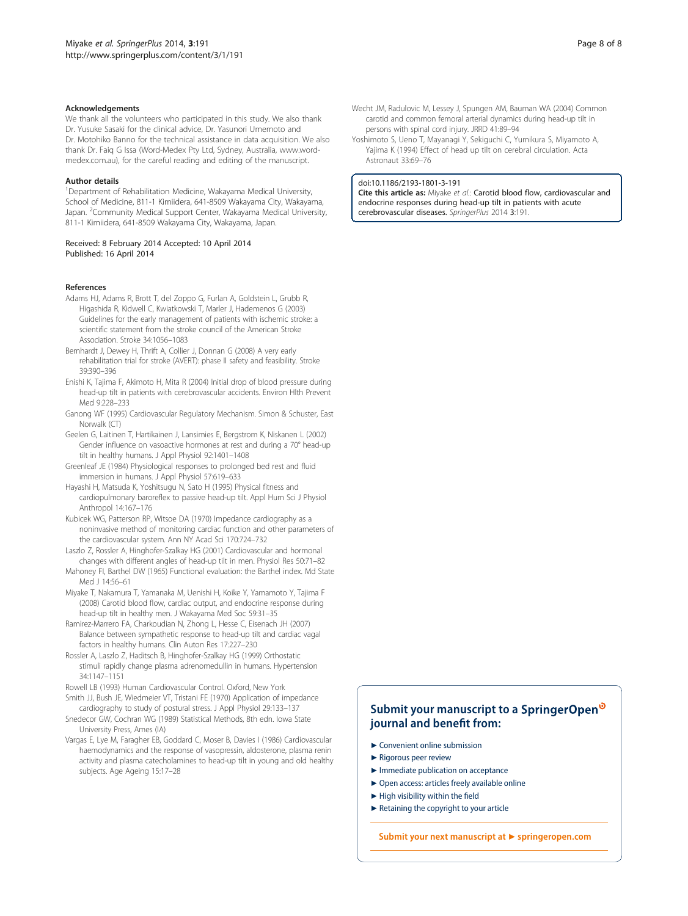#### Acknowledgements

We thank all the volunteers who participated in this study. We also thank Dr. Yusuke Sasaki for the clinical advice, Dr. Yasunori Umemoto and Dr. Motohiko Banno for the technical assistance in data acquisition. We also thank Dr. Faiq G Issa (Word-Medex Pty Ltd, Sydney, Australia, www.word-medex.com.au), for the careful reading and editing of the manuscript.

#### Author details

[1]Department of Rehabilitation Medicine, Wakayama Medical University, School of Medicine, 811-1 Kimiidera, 641-8509 Wakayama City, Wakayama, Japan. [2]Community Medical Support Center, Wakayama Medical University, 811-1 Kimiidera, 641-8509 Wakayama City, Wakayama, Japan.

Received: 8 February 2014 Accepted: 10 April 2014
Published: 16 April 2014

#### References

Adams HJ, Adams R, Brott T, del Zoppo G, Furlan A, Goldstein L, Grubb R, Higashida R, Kidwell C, Kwiatkowski T, Marler J, Hademenos G (2003) Guidelines for the early management of patients with ischemic stroke: a scientific statement from the stroke council of the American Stroke Association. Stroke 34:1056–1083

Bernhardt J, Dewey H, Thrift A, Collier J, Donnan G (2008) A very early rehabilitation trial for stroke (AVERT): phase II safety and feasibility. Stroke 39:390–396

Enishi K, Tajima F, Akimoto H, Mita R (2004) Initial drop of blood pressure during head-up tilt in patients with cerebrovascular accidents. Environ Hlth Prevent Med 9:228–233

Ganong WF (1995) Cardiovascular Regulatory Mechanism. Simon & Schuster, East Norwalk (CT)

Geelen G, Laitinen T, Hartikainen J, Lansimies E, Bergstrom K, Niskanen L (2002) Gender influence on vasoactive hormones at rest and during a 70° head-up tilt in healthy humans. J Appl Physiol 92:1401–1408

Greenleaf JE (1984) Physiological responses to prolonged bed rest and fluid immersion in humans. J Appl Physiol 57:619–633

Hayashi H, Matsuda K, Yoshitsugu N, Sato H (1995) Physical fitness and cardiopulmonary baroreflex to passive head-up tilt. Appl Hum Sci J Physiol Anthropol 14:167–176

Kubicek WG, Patterson RP, Witsoe DA (1970) Impedance cardiography as a noninvasive method of monitoring cardiac function and other parameters of the cardiovascular system. Ann NY Acad Sci 170:724–732

Laszlo Z, Rossler A, Hinghofer-Szalkay HG (2001) Cardiovascular and hormonal changes with different angles of head-up tilt in men. Physiol Res 50:71–82

Mahoney FI, Barthel DW (1965) Functional evaluation: the Barthel index. Md State Med J 14:56–61

Miyake T, Nakamura T, Yamanaka M, Uenishi H, Koike Y, Yamamoto Y, Tajima F (2008) Carotid blood flow, cardiac output, and endocrine response during head-up tilt in healthy men. J Wakayama Med Soc 59:31–35

Ramirez-Marrero FA, Charkoudian N, Zhong L, Hesse C, Eisenach JH (2007) Balance between sympathetic response to head-up tilt and cardiac vagal factors in healthy humans. Clin Auton Res 17:227–230

Rossler A, Laszlo Z, Haditsch B, Hinghofer-Szalkay HG (1999) Orthostatic stimuli rapidly change plasma adrenomedullin in humans. Hypertension 34:1147–1151

Rowell LB (1993) Human Cardiovascular Control. Oxford, New York

Smith JJ, Bush JE, Wiedmeier VT, Tristani FE (1970) Application of impedance cardiography to study of postural stress. J Appl Physiol 29:133–137

Snedecor GW, Cochran WG (1989) Statistical Methods, 8th edn. Iowa State University Press, Ames (IA)

Vargas E, Lye M, Faragher EB, Goddard C, Moser B, Davies I (1986) Cardiovascular haemodynamics and the response of vasopressin, aldosterone, plasma renin activity and plasma catecholamines to head-up tilt in young and old healthy subjects. Age Ageing 15:17–28

Wecht JM, Radulovic M, Lessey J, Spungen AM, Bauman WA (2004) Common carotid and common femoral arterial dynamics during head-up tilt in persons with spinal cord injury. JRRD 41:89–94

Yoshimoto S, Ueno T, Mayanagi Y, Sekiguchi C, Yumikura S, Miyamoto A, Yajima K (1994) Effect of head up tilt on cerebral circulation. Acta Astronaut 33:69–76

doi:10.1186/2193-1801-3-191
**Cite this article as:** Miyake *et al.*: Carotid blood flow, cardiovascular and endocrine responses during head-up tilt in patients with acute cerebrovascular diseases. *SpringerPlus* 2014 **3**:191.

**Submit your manuscript to a SpringerOpen journal and benefit from:**

- ► Convenient online submission
- ► Rigorous peer review
- ► Immediate publication on acceptance
- ► Open access: articles freely available online
- ► High visibility within the field
- ► Retaining the copyright to your article

**Submit your next manuscript at ► springeropen.com**